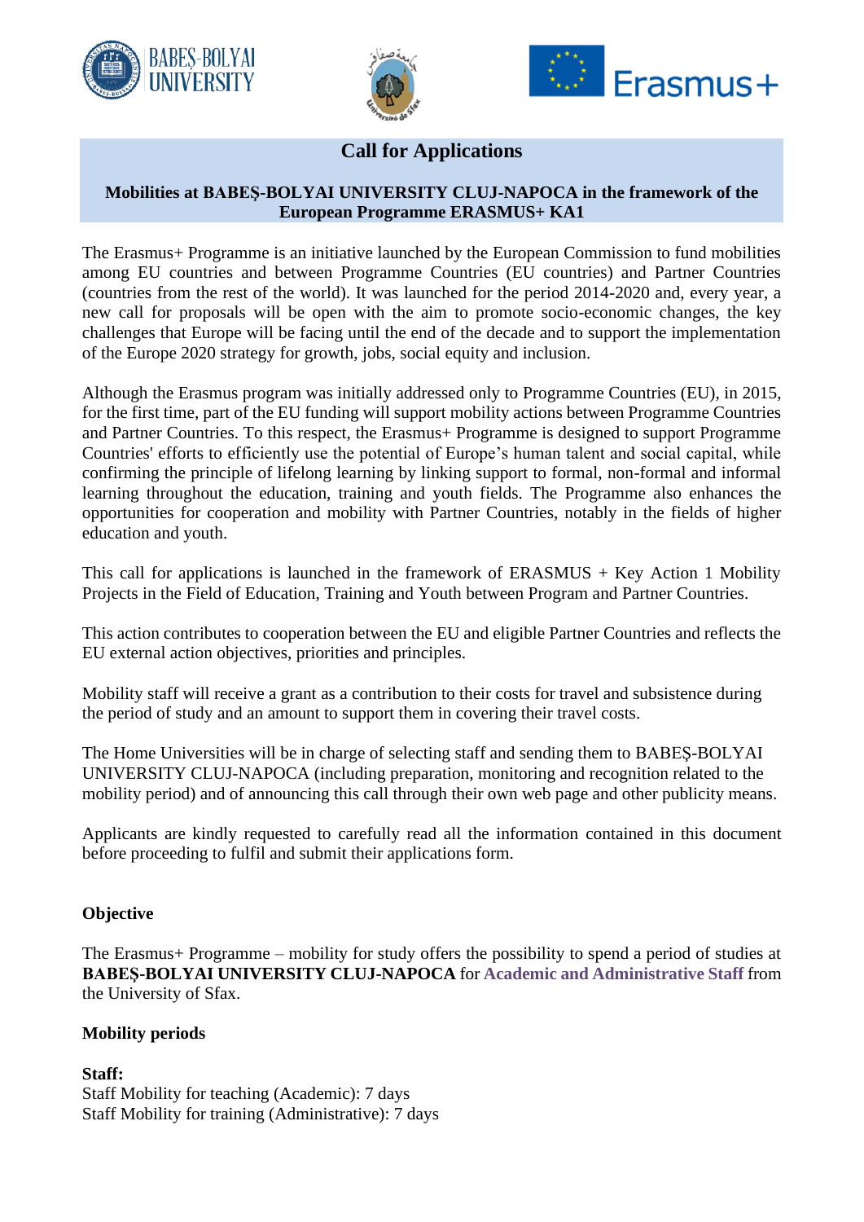# Call for Applications

## Mobilities at BABEŞ-BOLYAI UNIVERSITY CLUJ-NAPOCA in the framework of the European Programme ERASMUS+ KA1

The Erasmus+ Programme is an initiative launched by the European Commission to fund mobilities among EU countries and between Programme Countries (EU countries) and Partner Countries (countries from the rest of the world). It was launched for the period 2014-2020 and, every year, a new call for proposals will be open with the aim to promote socio-economic changes, the key challenges that Europe will be facing until the end of the decade and to support the implementation of the Europe 2020 strategy for growth, jobs, social equity and inclusion.

Although the Erasmus program was initially addressed only to Programme Countries (EU), in 2015, for the first time, part of the EU funding will support mobility actions between Programme Countries and Partner Countries. To this respect, the Erasmus+ Programme is designed to support Programme Countries' efforts to efficiently use the potential of Europe's human talent and social capital, while confirming the principle of lifelong learning by linking support to formal, non-formal and informal learning throughout the education, training and youth fields. The Programme also enhances the opportunities for cooperation and mobility with Partner Countries, notably in the fields of higher education and youth.

This call for applications is launched in the framework of ERASMUS + Key Action 1 Mobility Projects in the Field of Education, Training and Youth between Program and Partner Countries.

This action contributes to cooperation between the EU and eligible Partner Countries and reflects the EU external action objectives, priorities and principles.

Mobility staff will receive a grant as a contribution to their costs for travel and subsistence during the period of study and an amount to support them in covering their travel costs.

The Home Universities will be in charge of selecting staff and sending them to BABEŞ-BOLYAI UNIVERSITY CLUJ-NAPOCA (including preparation, monitoring and recognition related to the mobility period) and of announcing this call through their own web page and other publicity means.

Applicants are kindly requested to carefully read all the information contained in this document before proceeding to fulfil and submit their applications form.

### Objective

The Erasmus+ Programme – mobility for study offers the possibility to spend a period of studies at **BABEŞ-BOLYAI UNIVERSITY CLUJ-NAPOCA** for **Academic and Administrative Staff** from the University of Sfax.

### Mobility periods

**Staff:**
Staff Mobility for teaching (Academic): 7 days
Staff Mobility for training (Administrative): 7 days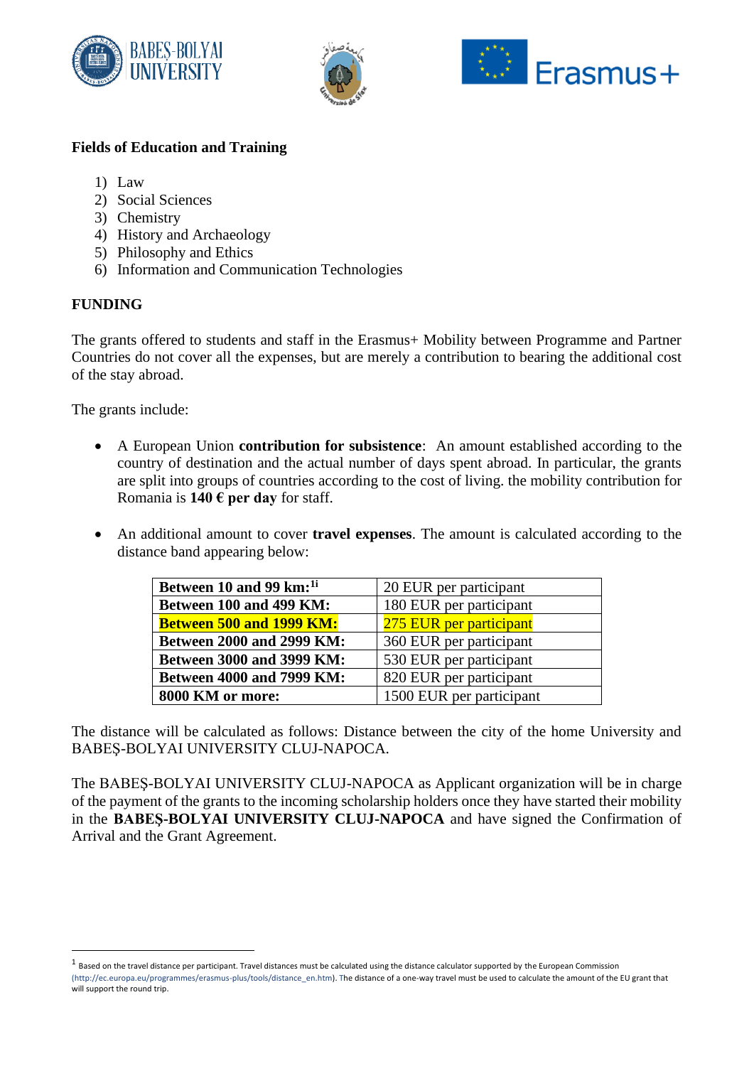**Fields of Education and Training**

1) Law
2) Social Sciences
3) Chemistry
4) History and Archaeology
5) Philosophy and Ethics
6) Information and Communication Technologies

**FUNDING**

The grants offered to students and staff in the Erasmus+ Mobility between Programme and Partner Countries do not cover all the expenses, but are merely a contribution to bearing the additional cost of the stay abroad.

The grants include:

- A European Union **contribution for subsistence**: An amount established according to the country of destination and the actual number of days spent abroad. In particular, the grants are split into groups of countries according to the cost of living. the mobility contribution for Romania is **140 € per day** for staff.

- An additional amount to cover **travel expenses**. The amount is calculated according to the distance band appearing below:

| **Between 10 and 99 km:**[1i] | 20 EUR per participant |
|---|---|
| **Between 100 and 499 KM:** | 180 EUR per participant |
| **Between 500 and 1999 KM:** | 275 EUR per participant |
| **Between 2000 and 2999 KM:** | 360 EUR per participant |
| **Between 3000 and 3999 KM:** | 530 EUR per participant |
| **Between 4000 and 7999 KM:** | 820 EUR per participant |
| **8000 KM or more:** | 1500 EUR per participant |

The distance will be calculated as follows: Distance between the city of the home University and BABEŞ-BOLYAI UNIVERSITY CLUJ-NAPOCA.

The BABEŞ-BOLYAI UNIVERSITY CLUJ-NAPOCA as Applicant organization will be in charge of the payment of the grants to the incoming scholarship holders once they have started their mobility in the **BABEŞ-BOLYAI UNIVERSITY CLUJ-NAPOCA** and have signed the Confirmation of Arrival and the Grant Agreement.

---

[1] Based on the travel distance per participant. Travel distances must be calculated using the distance calculator supported by the European Commission (http://ec.europa.eu/programmes/erasmus-plus/tools/distance_en.htm). The distance of a one-way travel must be used to calculate the amount of the EU grant that will support the round trip.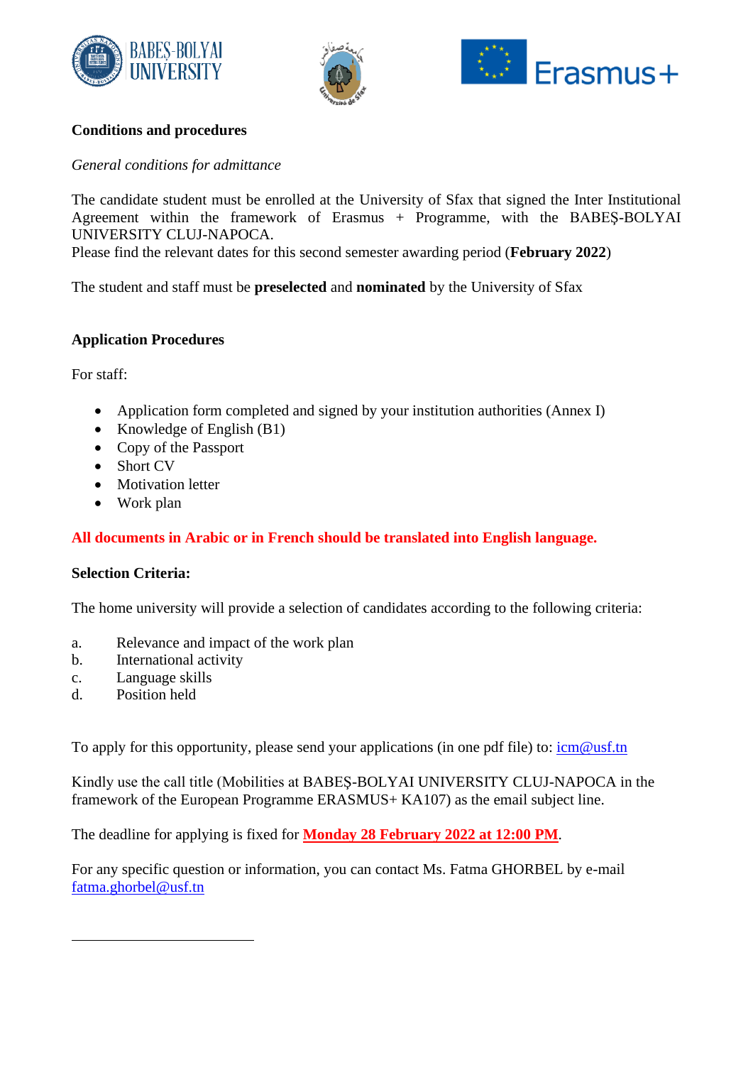**Conditions and procedures**

*General conditions for admittance*

The candidate student must be enrolled at the University of Sfax that signed the Inter Institutional Agreement within the framework of Erasmus + Programme, with the BABEŞ-BOLYAI UNIVERSITY CLUJ-NAPOCA.
Please find the relevant dates for this second semester awarding period (**February 2022**)

The student and staff must be **preselected** and **nominated** by the University of Sfax

**Application Procedures**

For staff:

- Application form completed and signed by your institution authorities (Annex I)
- Knowledge of English (B1)
- Copy of the Passport
- Short CV
- Motivation letter
- Work plan

**All documents in Arabic or in French should be translated into English language.**

**Selection Criteria:**

The home university will provide a selection of candidates according to the following criteria:

a. Relevance and impact of the work plan
b. International activity
c. Language skills
d. Position held

To apply for this opportunity, please send your applications (in one pdf file) to: icm@usf.tn

Kindly use the call title (Mobilities at BABEŞ-BOLYAI UNIVERSITY CLUJ-NAPOCA in the framework of the European Programme ERASMUS+ KA107) as the email subject line.

The deadline for applying is fixed for **Monday 28 February 2022 at 12:00 PM**.

For any specific question or information, you can contact Ms. Fatma GHORBEL by e-mail fatma.ghorbel@usf.tn